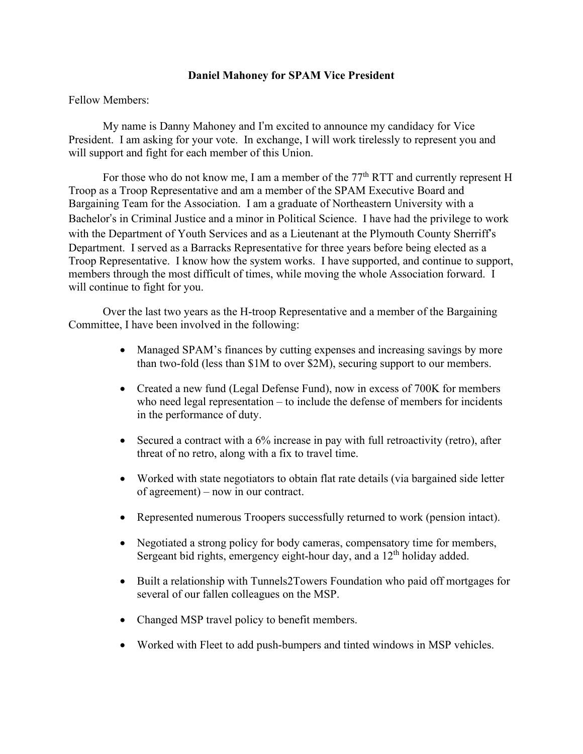**Daniel Mahoney for SPAM Vice President**

Fellow Members:

My name is Danny Mahoney and I'm excited to announce my candidacy for Vice President. I am asking for your vote. In exchange, I will work tirelessly to represent you and will support and fight for each member of this Union.

For those who do not know me, I am a member of the 77th RTT and currently represent H Troop as a Troop Representative and am a member of the SPAM Executive Board and Bargaining Team for the Association. I am a graduate of Northeastern University with a Bachelor's in Criminal Justice and a minor in Political Science. I have had the privilege to work with the Department of Youth Services and as a Lieutenant at the Plymouth County Sherriff's Department. I served as a Barracks Representative for three years before being elected as a Troop Representative. I know how the system works. I have supported, and continue to support, members through the most difficult of times, while moving the whole Association forward. I will continue to fight for you.

Over the last two years as the H-troop Representative and a member of the Bargaining Committee, I have been involved in the following:

- Managed SPAM's finances by cutting expenses and increasing savings by more than two-fold (less than $1M to over $2M), securing support to our members.
- Created a new fund (Legal Defense Fund), now in excess of 700K for members who need legal representation – to include the defense of members for incidents in the performance of duty.
- Secured a contract with a 6% increase in pay with full retroactivity (retro), after threat of no retro, along with a fix to travel time.
- Worked with state negotiators to obtain flat rate details (via bargained side letter of agreement) – now in our contract.
- Represented numerous Troopers successfully returned to work (pension intact).
- Negotiated a strong policy for body cameras, compensatory time for members, Sergeant bid rights, emergency eight-hour day, and a 12th holiday added.
- Built a relationship with Tunnels2Towers Foundation who paid off mortgages for several of our fallen colleagues on the MSP.
- Changed MSP travel policy to benefit members.
- Worked with Fleet to add push-bumpers and tinted windows in MSP vehicles.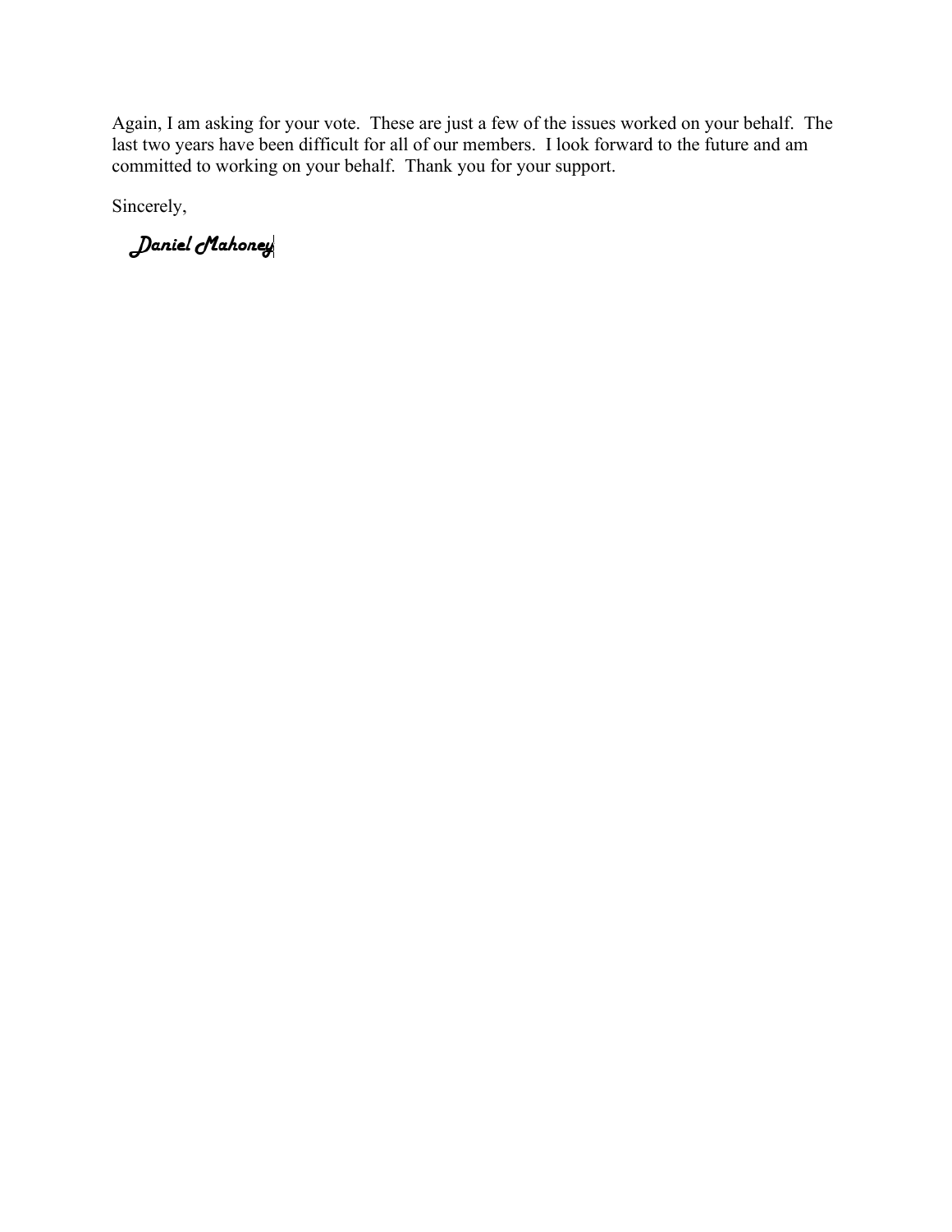Again, I am asking for your vote. These are just a few of the issues worked on your behalf. The last two years have been difficult for all of our members. I look forward to the future and am committed to working on your behalf. Thank you for your support.

Sincerely,

*Daniel Mahoney*